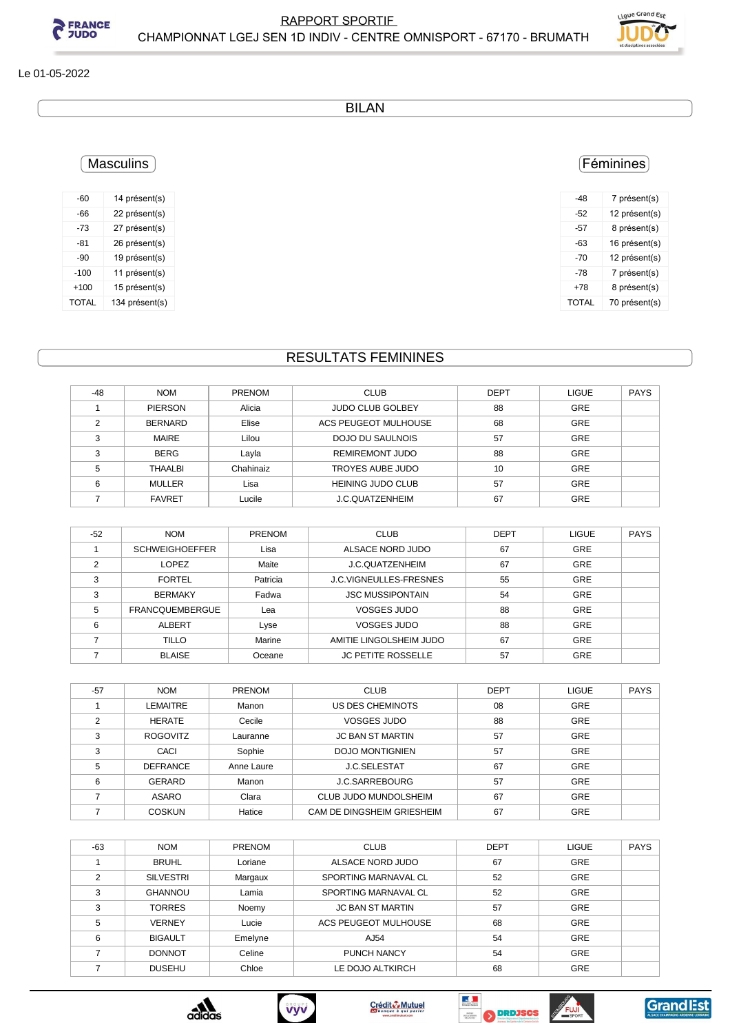# RAPPORT SPORTIF

CHAMPIONNAT LGEJ SEN 1D INDIV - CENTRE OMNISPORT - 67170 - BRUMATH

Le 01-05-2022

## BILAN

### Masculins

| -60 | 14 présent(s) |
|---|---|
| -66 | 22 présent(s) |
| -73 | 27 présent(s) |
| -81 | 26 présent(s) |
| -90 | 19 présent(s) |
| -100 | 11 présent(s) |
| +100 | 15 présent(s) |
| TOTAL | 134 présent(s) |

### Féminines

| -48 | 7 présent(s) |
|---|---|
| -52 | 12 présent(s) |
| -57 | 8 présent(s) |
| -63 | 16 présent(s) |
| -70 | 12 présent(s) |
| -78 | 7 présent(s) |
| +78 | 8 présent(s) |
| TOTAL | 70 présent(s) |

## RESULTATS FEMININES

| -48 | NOM | PRENOM | CLUB | DEPT | LIGUE | PAYS |
|---|---|---|---|---|---|---|
| 1 | PIERSON | Alicia | JUDO CLUB GOLBEY | 88 | GRE | |
| 2 | BERNARD | Elise | ACS PEUGEOT MULHOUSE | 68 | GRE | |
| 3 | MAIRE | Lilou | DOJO DU SAULNOIS | 57 | GRE | |
| 3 | BERG | Layla | REMIREMONT JUDO | 88 | GRE | |
| 5 | THAALBI | Chahinaiz | TROYES AUBE JUDO | 10 | GRE | |
| 6 | MULLER | Lisa | HEINING JUDO CLUB | 57 | GRE | |
| 7 | FAVRET | Lucile | J.C.QUATZENHEIM | 67 | GRE | |

| -52 | NOM | PRENOM | CLUB | DEPT | LIGUE | PAYS |
|---|---|---|---|---|---|---|
| 1 | SCHWEIGHOEFFER | Lisa | ALSACE NORD JUDO | 67 | GRE | |
| 2 | LOPEZ | Maite | J.C.QUATZENHEIM | 67 | GRE | |
| 3 | FORTEL | Patricia | J.C.VIGNEULLES-FRESNES | 55 | GRE | |
| 3 | BERMAKY | Fadwa | JSC MUSSIPONTAIN | 54 | GRE | |
| 5 | FRANCQUEMBERGUE | Lea | VOSGES JUDO | 88 | GRE | |
| 6 | ALBERT | Lyse | VOSGES JUDO | 88 | GRE | |
| 7 | TILLO | Marine | AMITIE LINGOLSHEIM JUDO | 67 | GRE | |
| 7 | BLAISE | Oceane | JC PETITE ROSSELLE | 57 | GRE | |

| -57 | NOM | PRENOM | CLUB | DEPT | LIGUE | PAYS |
|---|---|---|---|---|---|---|
| 1 | LEMAITRE | Manon | US DES CHEMINOTS | 08 | GRE | |
| 2 | HERATE | Cecile | VOSGES JUDO | 88 | GRE | |
| 3 | ROGOVITZ | Lauranne | JC BAN ST MARTIN | 57 | GRE | |
| 3 | CACI | Sophie | DOJO MONTIGNIEN | 57 | GRE | |
| 5 | DEFRANCE | Anne Laure | J.C.SELESTAT | 67 | GRE | |
| 6 | GERARD | Manon | J.C.SARREBOURG | 57 | GRE | |
| 7 | ASARO | Clara | CLUB JUDO MUNDOLSHEIM | 67 | GRE | |
| 7 | COSKUN | Hatice | CAM DE DINGSHEIM GRIESHEIM | 67 | GRE | |

| -63 | NOM | PRENOM | CLUB | DEPT | LIGUE | PAYS |
|---|---|---|---|---|---|---|
| 1 | BRUHL | Loriane | ALSACE NORD JUDO | 67 | GRE | |
| 2 | SILVESTRI | Margaux | SPORTING MARNAVAL CL | 52 | GRE | |
| 3 | GHANNOU | Lamia | SPORTING MARNAVAL CL | 52 | GRE | |
| 3 | TORRES | Noemy | JC BAN ST MARTIN | 57 | GRE | |
| 5 | VERNEY | Lucie | ACS PEUGEOT MULHOUSE | 68 | GRE | |
| 6 | BIGAULT | Emelyne | AJ54 | 54 | GRE | |
| 7 | DONNOT | Celine | PUNCH NANCY | 54 | GRE | |
| 7 | DUSEHU | Chloe | LE DOJO ALTKIRCH | 68 | GRE | |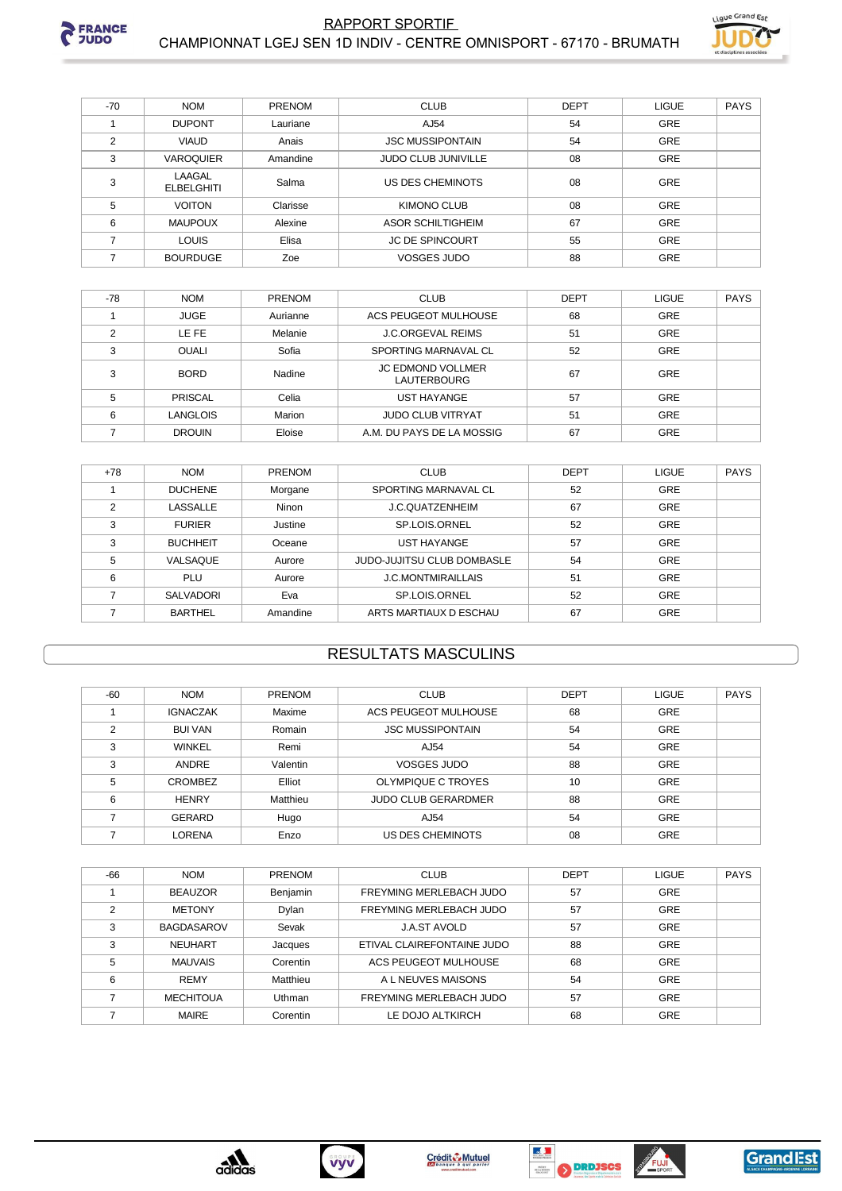| -70 | NOM | PRENOM | CLUB | DEPT | LIGUE | PAYS |
|---|---|---|---|---|---|---|
| 1 | DUPONT | Lauriane | AJ54 | 54 | GRE | |
| 2 | VIAUD | Anais | JSC MUSSIPONTAIN | 54 | GRE | |
| 3 | VAROQUIER | Amandine | JUDO CLUB JUNIVILLE | 08 | GRE | |
| 3 | LAAGAL ELBELGHITI | Salma | US DES CHEMINOTS | 08 | GRE | |
| 5 | VOITON | Clarisse | KIMONO CLUB | 08 | GRE | |
| 6 | MAUPOUX | Alexine | ASOR SCHILTIGHEIM | 67 | GRE | |
| 7 | LOUIS | Elisa | JC DE SPINCOURT | 55 | GRE | |
| 7 | BOURDUGE | Zoe | VOSGES JUDO | 88 | GRE | |

| -78 | NOM | PRENOM | CLUB | DEPT | LIGUE | PAYS |
|---|---|---|---|---|---|---|
| 1 | JUGE | Aurianne | ACS PEUGEOT MULHOUSE | 68 | GRE | |
| 2 | LE FE | Melanie | J.C.ORGEVAL REIMS | 51 | GRE | |
| 3 | OUALI | Sofia | SPORTING MARNAVAL CL | 52 | GRE | |
| 3 | BORD | Nadine | JC EDMOND VOLLMER LAUTERBOURG | 67 | GRE | |
| 5 | PRISCAL | Celia | UST HAYANGE | 57 | GRE | |
| 6 | LANGLOIS | Marion | JUDO CLUB VITRYAT | 51 | GRE | |
| 7 | DROUIN | Eloise | A.M. DU PAYS DE LA MOSSIG | 67 | GRE | |

| +78 | NOM | PRENOM | CLUB | DEPT | LIGUE | PAYS |
|---|---|---|---|---|---|---|
| 1 | DUCHENE | Morgane | SPORTING MARNAVAL CL | 52 | GRE | |
| 2 | LASSALLE | Ninon | J.C.QUATZENHEIM | 67 | GRE | |
| 3 | FURIER | Justine | SP.LOIS.ORNEL | 52 | GRE | |
| 3 | BUCHHEIT | Oceane | UST HAYANGE | 57 | GRE | |
| 5 | VALSAQUE | Aurore | JUDO-JUJITSU CLUB DOMBASLE | 54 | GRE | |
| 6 | PLU | Aurore | J.C.MONTMIRAILLAIS | 51 | GRE | |
| 7 | SALVADORI | Eva | SP.LOIS.ORNEL | 52 | GRE | |
| 7 | BARTHEL | Amandine | ARTS MARTIAUX D ESCHAU | 67 | GRE | |

## RESULTATS MASCULINS

| -60 | NOM | PRENOM | CLUB | DEPT | LIGUE | PAYS |
|---|---|---|---|---|---|---|
| 1 | IGNACZAK | Maxime | ACS PEUGEOT MULHOUSE | 68 | GRE | |
| 2 | BUI VAN | Romain | JSC MUSSIPONTAIN | 54 | GRE | |
| 3 | WINKEL | Remi | AJ54 | 54 | GRE | |
| 3 | ANDRE | Valentin | VOSGES JUDO | 88 | GRE | |
| 5 | CROMBEZ | Elliot | OLYMPIQUE C TROYES | 10 | GRE | |
| 6 | HENRY | Matthieu | JUDO CLUB GERARDMER | 88 | GRE | |
| 7 | GERARD | Hugo | AJ54 | 54 | GRE | |
| 7 | LORENA | Enzo | US DES CHEMINOTS | 08 | GRE | |

| -66 | NOM | PRENOM | CLUB | DEPT | LIGUE | PAYS |
|---|---|---|---|---|---|---|
| 1 | BEAUZOR | Benjamin | FREYMING MERLEBACH JUDO | 57 | GRE | |
| 2 | METONY | Dylan | FREYMING MERLEBACH JUDO | 57 | GRE | |
| 3 | BAGDASAROV | Sevak | J.A.ST AVOLD | 57 | GRE | |
| 3 | NEUHART | Jacques | ETIVAL CLAIREFONTAINE JUDO | 88 | GRE | |
| 5 | MAUVAIS | Corentin | ACS PEUGEOT MULHOUSE | 68 | GRE | |
| 6 | REMY | Matthieu | A L NEUVES MAISONS | 54 | GRE | |
| 7 | MECHITOUA | Uthman | FREYMING MERLEBACH JUDO | 57 | GRE | |
| 7 | MAIRE | Corentin | LE DOJO ALTKIRCH | 68 | GRE | |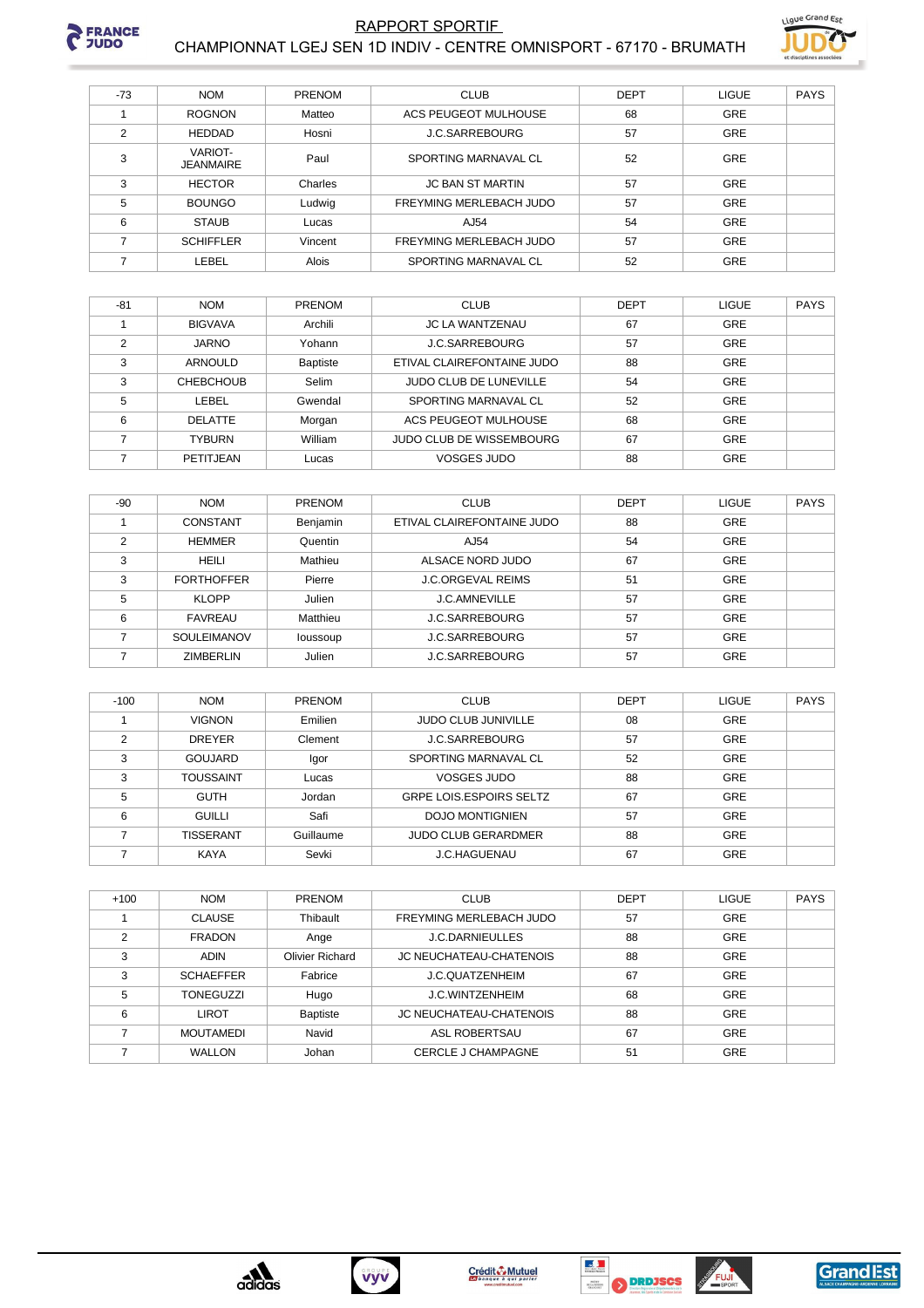RAPPORT SPORTIF

CHAMPIONNAT LGEJ SEN 1D INDIV - CENTRE OMNISPORT - 67170 - BRUMATH

| -73 | NOM | PRENOM | CLUB | DEPT | LIGUE | PAYS |
|---|---|---|---|---|---|---|
| 1 | ROGNON | Matteo | ACS PEUGEOT MULHOUSE | 68 | GRE | |
| 2 | HEDDAD | Hosni | J.C.SARREBOURG | 57 | GRE | |
| 3 | VARIOT-JEANMAIRE | Paul | SPORTING MARNAVAL CL | 52 | GRE | |
| 3 | HECTOR | Charles | JC BAN ST MARTIN | 57 | GRE | |
| 5 | BOUNGO | Ludwig | FREYMING MERLEBACH JUDO | 57 | GRE | |
| 6 | STAUB | Lucas | AJ54 | 54 | GRE | |
| 7 | SCHIFFLER | Vincent | FREYMING MERLEBACH JUDO | 57 | GRE | |
| 7 | LEBEL | Alois | SPORTING MARNAVAL CL | 52 | GRE | |

| -81 | NOM | PRENOM | CLUB | DEPT | LIGUE | PAYS |
|---|---|---|---|---|---|---|
| 1 | BIGVAVA | Archili | JC LA WANTZENAU | 67 | GRE | |
| 2 | JARNO | Yohann | J.C.SARREBOURG | 57 | GRE | |
| 3 | ARNOULD | Baptiste | ETIVAL CLAIREFONTAINE JUDO | 88 | GRE | |
| 3 | CHEBCHOUB | Selim | JUDO CLUB DE LUNEVILLE | 54 | GRE | |
| 5 | LEBEL | Gwendal | SPORTING MARNAVAL CL | 52 | GRE | |
| 6 | DELATTE | Morgan | ACS PEUGEOT MULHOUSE | 68 | GRE | |
| 7 | TYBURN | William | JUDO CLUB DE WISSEMBOURG | 67 | GRE | |
| 7 | PETITJEAN | Lucas | VOSGES JUDO | 88 | GRE | |

| -90 | NOM | PRENOM | CLUB | DEPT | LIGUE | PAYS |
|---|---|---|---|---|---|---|
| 1 | CONSTANT | Benjamin | ETIVAL CLAIREFONTAINE JUDO | 88 | GRE | |
| 2 | HEMMER | Quentin | AJ54 | 54 | GRE | |
| 3 | HEILI | Mathieu | ALSACE NORD JUDO | 67 | GRE | |
| 3 | FORTHOFFER | Pierre | J.C.ORGEVAL REIMS | 51 | GRE | |
| 5 | KLOPP | Julien | J.C.AMNEVILLE | 57 | GRE | |
| 6 | FAVREAU | Matthieu | J.C.SARREBOURG | 57 | GRE | |
| 7 | SOULEIMANOV | Ioussoup | J.C.SARREBOURG | 57 | GRE | |
| 7 | ZIMBERLIN | Julien | J.C.SARREBOURG | 57 | GRE | |

| -100 | NOM | PRENOM | CLUB | DEPT | LIGUE | PAYS |
|---|---|---|---|---|---|---|
| 1 | VIGNON | Emilien | JUDO CLUB JUNIVILLE | 08 | GRE | |
| 2 | DREYER | Clement | J.C.SARREBOURG | 57 | GRE | |
| 3 | GOUJARD | Igor | SPORTING MARNAVAL CL | 52 | GRE | |
| 3 | TOUSSAINT | Lucas | VOSGES JUDO | 88 | GRE | |
| 5 | GUTH | Jordan | GRPE LOIS.ESPOIRS SELTZ | 67 | GRE | |
| 6 | GUILLI | Safi | DOJO MONTIGNIEN | 57 | GRE | |
| 7 | TISSERANT | Guillaume | JUDO CLUB GERARDMER | 88 | GRE | |
| 7 | KAYA | Sevki | J.C.HAGUENAU | 67 | GRE | |

| +100 | NOM | PRENOM | CLUB | DEPT | LIGUE | PAYS |
|---|---|---|---|---|---|---|
| 1 | CLAUSE | Thibault | FREYMING MERLEBACH JUDO | 57 | GRE | |
| 2 | FRADON | Ange | J.C.DARNIEULLES | 88 | GRE | |
| 3 | ADIN | Olivier Richard | JC NEUCHATEAU-CHATENOIS | 88 | GRE | |
| 3 | SCHAEFFER | Fabrice | J.C.QUATZENHEIM | 67 | GRE | |
| 5 | TONEGUZZI | Hugo | J.C.WINTZENHEIM | 68 | GRE | |
| 6 | LIROT | Baptiste | JC NEUCHATEAU-CHATENOIS | 88 | GRE | |
| 7 | MOUTAMEDI | Navid | ASL ROBERTSAU | 67 | GRE | |
| 7 | WALLON | Johan | CERCLE J CHAMPAGNE | 51 | GRE | |